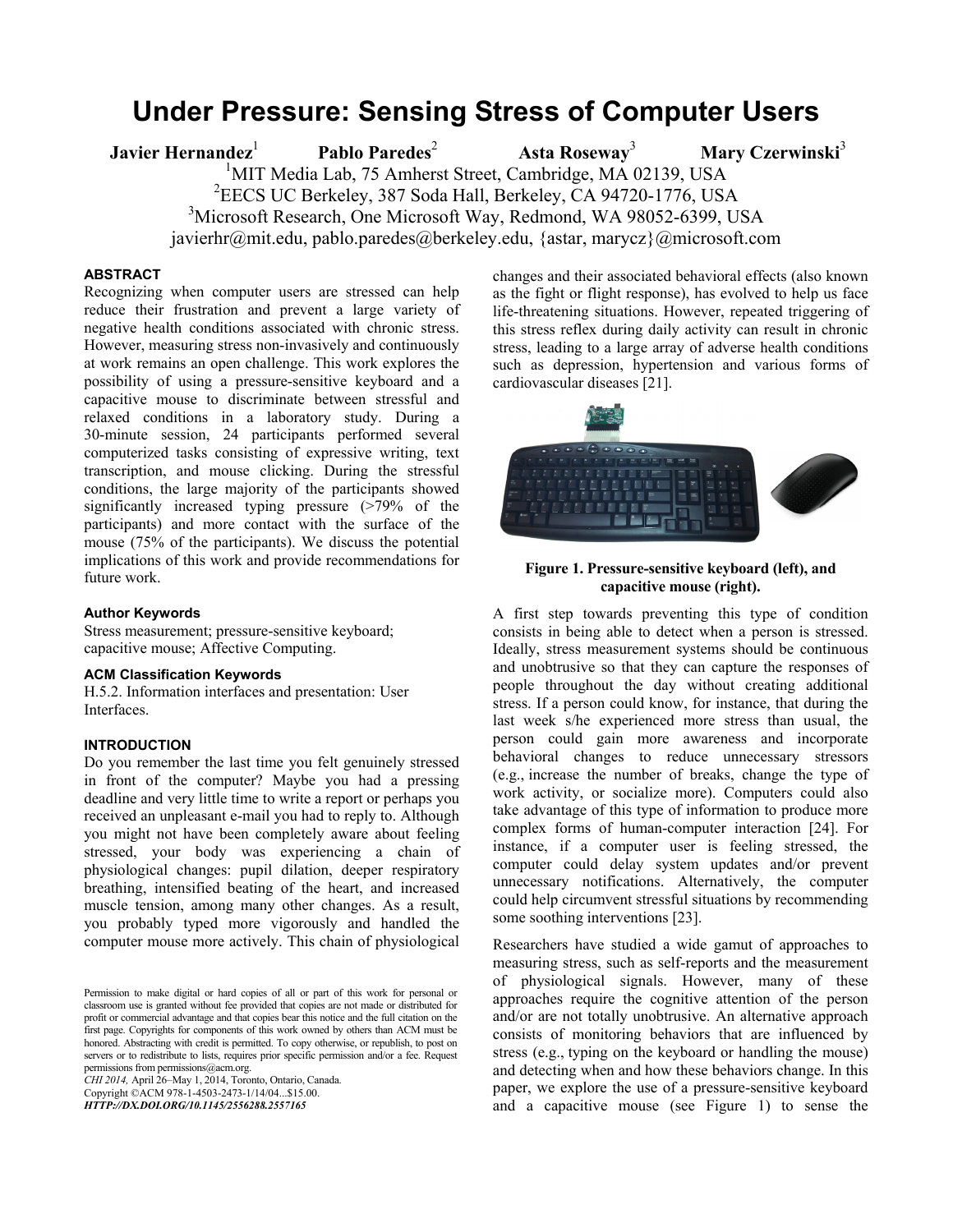# Under Pressure: Sensing Stress of Computer Users

**Javier Hernandez**[1] **Pablo Paredes**[2] **Asta Roseway**[3] **Mary Czerwinski**[3]

[1]MIT Media Lab, 75 Amherst Street, Cambridge, MA 02139, USA
[2]EECS UC Berkeley, 387 Soda Hall, Berkeley, CA 94720-1776, USA
[3]Microsoft Research, One Microsoft Way, Redmond, WA 98052-6399, USA
javierhr@mit.edu, pablo.paredes@berkeley.edu, {astar, marycz}@microsoft.com

## ABSTRACT

Recognizing when computer users are stressed can help reduce their frustration and prevent a large variety of negative health conditions associated with chronic stress. However, measuring stress non-invasively and continuously at work remains an open challenge. This work explores the possibility of using a pressure-sensitive keyboard and a capacitive mouse to discriminate between stressful and relaxed conditions in a laboratory study. During a 30-minute session, 24 participants performed several computerized tasks consisting of expressive writing, text transcription, and mouse clicking. During the stressful conditions, the large majority of the participants showed significantly increased typing pressure (>79% of the participants) and more contact with the surface of the mouse (75% of the participants). We discuss the potential implications of this work and provide recommendations for future work.

### Author Keywords

Stress measurement; pressure-sensitive keyboard; capacitive mouse; Affective Computing.

### ACM Classification Keywords

H.5.2. Information interfaces and presentation: User Interfaces.

## INTRODUCTION

Do you remember the last time you felt genuinely stressed in front of the computer? Maybe you had a pressing deadline and very little time to write a report or perhaps you received an unpleasant e-mail you had to reply to. Although you might not have been completely aware about feeling stressed, your body was experiencing a chain of physiological changes: pupil dilation, deeper respiratory breathing, intensified beating of the heart, and increased muscle tension, among many other changes. As a result, you probably typed more vigorously and handled the computer mouse more actively. This chain of physiological changes and their associated behavioral effects (also known as the fight or flight response), has evolved to help us face life-threatening situations. However, repeated triggering of this stress reflex during daily activity can result in chronic stress, leading to a large array of adverse health conditions such as depression, hypertension and various forms of cardiovascular diseases [21].

**Figure 1. Pressure-sensitive keyboard (left), and capacitive mouse (right).**

A first step towards preventing this type of condition consists in being able to detect when a person is stressed. Ideally, stress measurement systems should be continuous and unobtrusive so that they can capture the responses of people throughout the day without creating additional stress. If a person could know, for instance, that during the last week s/he experienced more stress than usual, the person could gain more awareness and incorporate behavioral changes to reduce unnecessary stressors (e.g., increase the number of breaks, change the type of work activity, or socialize more). Computers could also take advantage of this type of information to produce more complex forms of human-computer interaction [24]. For instance, if a computer user is feeling stressed, the computer could delay system updates and/or prevent unnecessary notifications. Alternatively, the computer could help circumvent stressful situations by recommending some soothing interventions [23].

Researchers have studied a wide gamut of approaches to measuring stress, such as self-reports and the measurement of physiological signals. However, many of these approaches require the cognitive attention of the person and/or are not totally unobtrusive. An alternative approach consists of monitoring behaviors that are influenced by stress (e.g., typing on the keyboard or handling the mouse) and detecting when and how these behaviors change. In this paper, we explore the use of a pressure-sensitive keyboard and a capacitive mouse (see Figure 1) to sense the

Permission to make digital or hard copies of all or part of this work for personal or classroom use is granted without fee provided that copies are not made or distributed for profit or commercial advantage and that copies bear this notice and the full citation on the first page. Copyrights for components of this work owned by others than ACM must be honored. Abstracting with credit is permitted. To copy otherwise, or republish, to post on servers or to redistribute to lists, requires prior specific permission and/or a fee. Request permissions from permissions@acm.org.
*CHI 2014,* April 26–May 1, 2014, Toronto, Ontario, Canada.
Copyright ©ACM 978-1-4503-2473-1/14/04...$15.00.
***HTTP://DX.DOI.ORG/10.1145/2556288.2557165***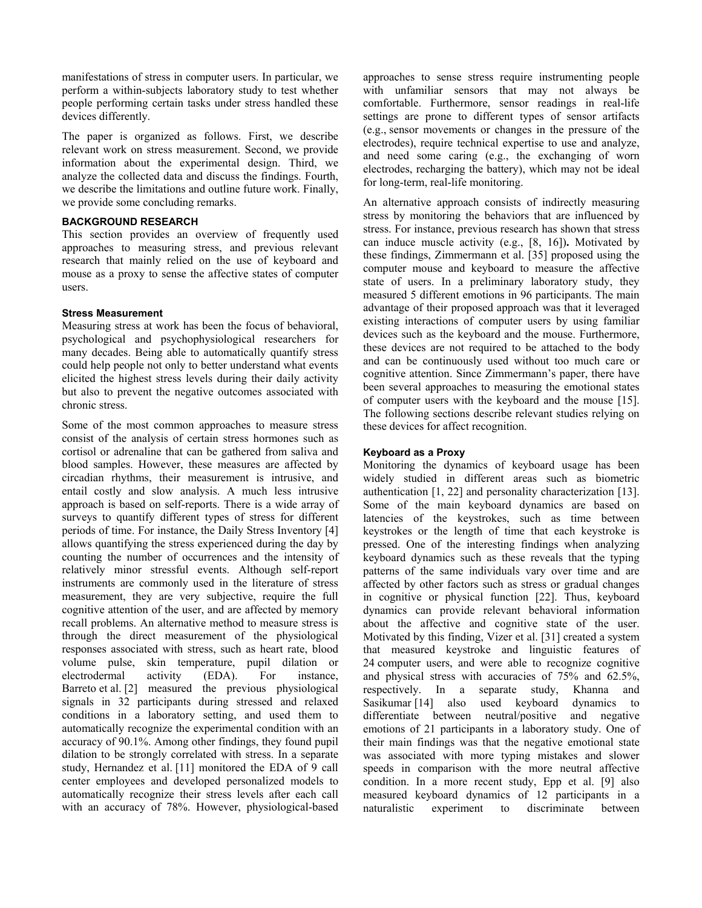manifestations of stress in computer users. In particular, we perform a within-subjects laboratory study to test whether people performing certain tasks under stress handled these devices differently.

The paper is organized as follows. First, we describe relevant work on stress measurement. Second, we provide information about the experimental design. Third, we analyze the collected data and discuss the findings. Fourth, we describe the limitations and outline future work. Finally, we provide some concluding remarks.

## BACKGROUND RESEARCH

This section provides an overview of frequently used approaches to measuring stress, and previous relevant research that mainly relied on the use of keyboard and mouse as a proxy to sense the affective states of computer users.

### Stress Measurement

Measuring stress at work has been the focus of behavioral, psychological and psychophysiological researchers for many decades. Being able to automatically quantify stress could help people not only to better understand what events elicited the highest stress levels during their daily activity but also to prevent the negative outcomes associated with chronic stress.

Some of the most common approaches to measure stress consist of the analysis of certain stress hormones such as cortisol or adrenaline that can be gathered from saliva and blood samples. However, these measures are affected by circadian rhythms, their measurement is intrusive, and entail costly and slow analysis. A much less intrusive approach is based on self-reports. There is a wide array of surveys to quantify different types of stress for different periods of time. For instance, the Daily Stress Inventory [4] allows quantifying the stress experienced during the day by counting the number of occurrences and the intensity of relatively minor stressful events. Although self-report instruments are commonly used in the literature of stress measurement, they are very subjective, require the full cognitive attention of the user, and are affected by memory recall problems. An alternative method to measure stress is through the direct measurement of the physiological responses associated with stress, such as heart rate, blood volume pulse, skin temperature, pupil dilation or electrodermal activity (EDA). For instance, Barreto et al. [2] measured the previous physiological signals in 32 participants during stressed and relaxed conditions in a laboratory setting, and used them to automatically recognize the experimental condition with an accuracy of 90.1%. Among other findings, they found pupil dilation to be strongly correlated with stress. In a separate study, Hernandez et al. [11] monitored the EDA of 9 call center employees and developed personalized models to automatically recognize their stress levels after each call with an accuracy of 78%. However, physiological-based approaches to sense stress require instrumenting people with unfamiliar sensors that may not always be comfortable. Furthermore, sensor readings in real-life settings are prone to different types of sensor artifacts (e.g., sensor movements or changes in the pressure of the electrodes), require technical expertise to use and analyze, and need some caring (e.g., the exchanging of worn electrodes, recharging the battery), which may not be ideal for long-term, real-life monitoring.

An alternative approach consists of indirectly measuring stress by monitoring the behaviors that are influenced by stress. For instance, previous research has shown that stress can induce muscle activity (e.g., [8, 16])**.** Motivated by these findings, Zimmermann et al. [35] proposed using the computer mouse and keyboard to measure the affective state of users. In a preliminary laboratory study, they measured 5 different emotions in 96 participants. The main advantage of their proposed approach was that it leveraged existing interactions of computer users by using familiar devices such as the keyboard and the mouse. Furthermore, these devices are not required to be attached to the body and can be continuously used without too much care or cognitive attention. Since Zimmermann's paper, there have been several approaches to measuring the emotional states of computer users with the keyboard and the mouse [15]. The following sections describe relevant studies relying on these devices for affect recognition.

### Keyboard as a Proxy

Monitoring the dynamics of keyboard usage has been widely studied in different areas such as biometric authentication [1, 22] and personality characterization [13]. Some of the main keyboard dynamics are based on latencies of the keystrokes, such as time between keystrokes or the length of time that each keystroke is pressed. One of the interesting findings when analyzing keyboard dynamics such as these reveals that the typing patterns of the same individuals vary over time and are affected by other factors such as stress or gradual changes in cognitive or physical function [22]. Thus, keyboard dynamics can provide relevant behavioral information about the affective and cognitive state of the user. Motivated by this finding, Vizer et al. [31] created a system that measured keystroke and linguistic features of 24 computer users, and were able to recognize cognitive and physical stress with accuracies of 75% and 62.5%, respectively. In a separate study, Khanna and Sasikumar [14] also used keyboard dynamics to differentiate between neutral/positive and negative emotions of 21 participants in a laboratory study. One of their main findings was that the negative emotional state was associated with more typing mistakes and slower speeds in comparison with the more neutral affective condition. In a more recent study, Epp et al. [9] also measured keyboard dynamics of 12 participants in a naturalistic experiment to discriminate between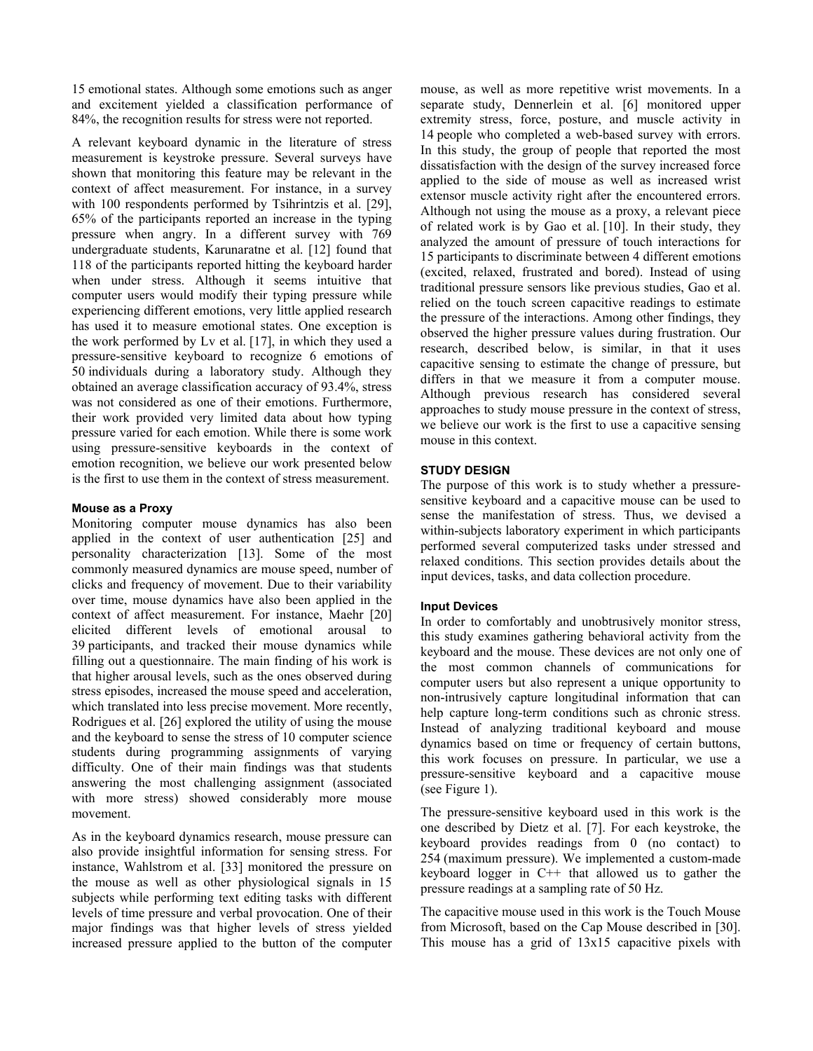15 emotional states. Although some emotions such as anger and excitement yielded a classification performance of 84%, the recognition results for stress were not reported.

A relevant keyboard dynamic in the literature of stress measurement is keystroke pressure. Several surveys have shown that monitoring this feature may be relevant in the context of affect measurement. For instance, in a survey with 100 respondents performed by Tsihrintzis et al. [29], 65% of the participants reported an increase in the typing pressure when angry. In a different survey with 769 undergraduate students, Karunaratne et al. [12] found that 118 of the participants reported hitting the keyboard harder when under stress. Although it seems intuitive that computer users would modify their typing pressure while experiencing different emotions, very little applied research has used it to measure emotional states. One exception is the work performed by Lv et al. [17], in which they used a pressure-sensitive keyboard to recognize 6 emotions of 50 individuals during a laboratory study. Although they obtained an average classification accuracy of 93.4%, stress was not considered as one of their emotions. Furthermore, their work provided very limited data about how typing pressure varied for each emotion. While there is some work using pressure-sensitive keyboards in the context of emotion recognition, we believe our work presented below is the first to use them in the context of stress measurement.

### Mouse as a Proxy

Monitoring computer mouse dynamics has also been applied in the context of user authentication [25] and personality characterization [13]. Some of the most commonly measured dynamics are mouse speed, number of clicks and frequency of movement. Due to their variability over time, mouse dynamics have also been applied in the context of affect measurement. For instance, Maehr [20] elicited different levels of emotional arousal to 39 participants, and tracked their mouse dynamics while filling out a questionnaire. The main finding of his work is that higher arousal levels, such as the ones observed during stress episodes, increased the mouse speed and acceleration, which translated into less precise movement. More recently, Rodrigues et al. [26] explored the utility of using the mouse and the keyboard to sense the stress of 10 computer science students during programming assignments of varying difficulty. One of their main findings was that students answering the most challenging assignment (associated with more stress) showed considerably more mouse movement.

As in the keyboard dynamics research, mouse pressure can also provide insightful information for sensing stress. For instance, Wahlstrom et al. [33] monitored the pressure on the mouse as well as other physiological signals in 15 subjects while performing text editing tasks with different levels of time pressure and verbal provocation. One of their major findings was that higher levels of stress yielded increased pressure applied to the button of the computer mouse, as well as more repetitive wrist movements. In a separate study, Dennerlein et al. [6] monitored upper extremity stress, force, posture, and muscle activity in 14 people who completed a web-based survey with errors. In this study, the group of people that reported the most dissatisfaction with the design of the survey increased force applied to the side of mouse as well as increased wrist extensor muscle activity right after the encountered errors. Although not using the mouse as a proxy, a relevant piece of related work is by Gao et al. [10]. In their study, they analyzed the amount of pressure of touch interactions for 15 participants to discriminate between 4 different emotions (excited, relaxed, frustrated and bored). Instead of using traditional pressure sensors like previous studies, Gao et al. relied on the touch screen capacitive readings to estimate the pressure of the interactions. Among other findings, they observed the higher pressure values during frustration. Our research, described below, is similar, in that it uses capacitive sensing to estimate the change of pressure, but differs in that we measure it from a computer mouse. Although previous research has considered several approaches to study mouse pressure in the context of stress, we believe our work is the first to use a capacitive sensing mouse in this context.

## STUDY DESIGN

The purpose of this work is to study whether a pressure-sensitive keyboard and a capacitive mouse can be used to sense the manifestation of stress. Thus, we devised a within-subjects laboratory experiment in which participants performed several computerized tasks under stressed and relaxed conditions. This section provides details about the input devices, tasks, and data collection procedure.

### Input Devices

In order to comfortably and unobtrusively monitor stress, this study examines gathering behavioral activity from the keyboard and the mouse. These devices are not only one of the most common channels of communications for computer users but also represent a unique opportunity to non-intrusively capture longitudinal information that can help capture long-term conditions such as chronic stress. Instead of analyzing traditional keyboard and mouse dynamics based on time or frequency of certain buttons, this work focuses on pressure. In particular, we use a pressure-sensitive keyboard and a capacitive mouse (see Figure 1).

The pressure-sensitive keyboard used in this work is the one described by Dietz et al. [7]. For each keystroke, the keyboard provides readings from 0 (no contact) to 254 (maximum pressure). We implemented a custom-made keyboard logger in C++ that allowed us to gather the pressure readings at a sampling rate of 50 Hz.

The capacitive mouse used in this work is the Touch Mouse from Microsoft, based on the Cap Mouse described in [30]. This mouse has a grid of 13x15 capacitive pixels with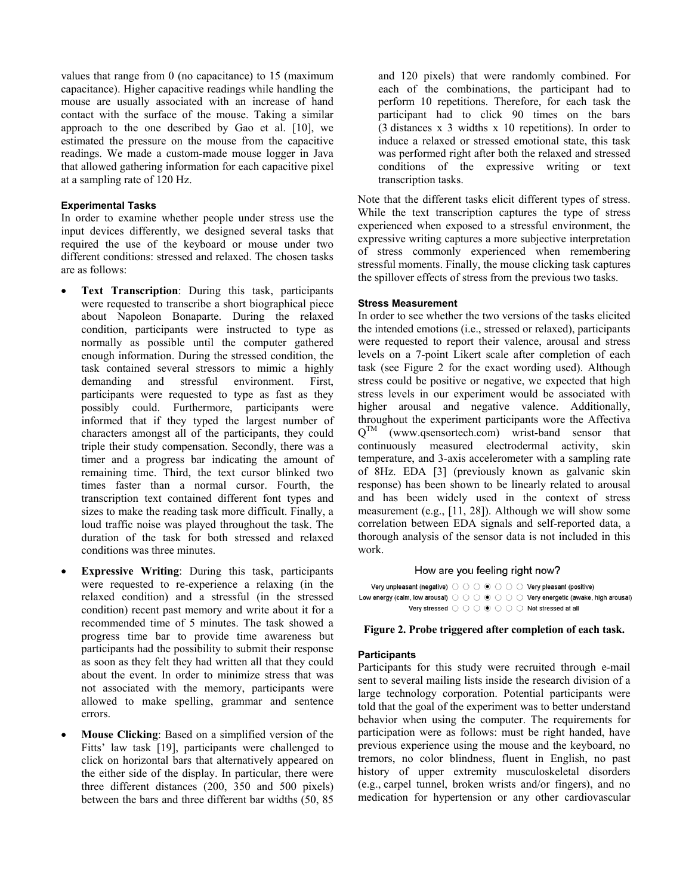values that range from 0 (no capacitance) to 15 (maximum capacitance). Higher capacitive readings while handling the mouse are usually associated with an increase of hand contact with the surface of the mouse. Taking a similar approach to the one described by Gao et al. [10], we estimated the pressure on the mouse from the capacitive readings. We made a custom-made mouse logger in Java that allowed gathering information for each capacitive pixel at a sampling rate of 120 Hz.

### Experimental Tasks

In order to examine whether people under stress use the input devices differently, we designed several tasks that required the use of the keyboard or mouse under two different conditions: stressed and relaxed. The chosen tasks are as follows:

- **Text Transcription**: During this task, participants were requested to transcribe a short biographical piece about Napoleon Bonaparte. During the relaxed condition, participants were instructed to type as normally as possible until the computer gathered enough information. During the stressed condition, the task contained several stressors to mimic a highly demanding and stressful environment. First, participants were requested to type as fast as they possibly could. Furthermore, participants were informed that if they typed the largest number of characters amongst all of the participants, they could triple their study compensation. Secondly, there was a timer and a progress bar indicating the amount of remaining time. Third, the text cursor blinked two times faster than a normal cursor. Fourth, the transcription text contained different font types and sizes to make the reading task more difficult. Finally, a loud traffic noise was played throughout the task. The duration of the task for both stressed and relaxed conditions was three minutes.
- **Expressive Writing**: During this task, participants were requested to re-experience a relaxing (in the relaxed condition) and a stressful (in the stressed condition) recent past memory and write about it for a recommended time of 5 minutes. The task showed a progress time bar to provide time awareness but participants had the possibility to submit their response as soon as they felt they had written all that they could about the event. In order to minimize stress that was not associated with the memory, participants were allowed to make spelling, grammar and sentence errors.
- **Mouse Clicking**: Based on a simplified version of the Fitts' law task [19], participants were challenged to click on horizontal bars that alternatively appeared on the either side of the display. In particular, there were three different distances (200, 350 and 500 pixels) between the bars and three different bar widths (50, 85 and 120 pixels) that were randomly combined. For each of the combinations, the participant had to perform 10 repetitions. Therefore, for each task the participant had to click 90 times on the bars (3 distances x 3 widths x 10 repetitions). In order to induce a relaxed or stressed emotional state, this task was performed right after both the relaxed and stressed conditions of the expressive writing or text transcription tasks.

Note that the different tasks elicit different types of stress. While the text transcription captures the type of stress experienced when exposed to a stressful environment, the expressive writing captures a more subjective interpretation of stress commonly experienced when remembering stressful moments. Finally, the mouse clicking task captures the spillover effects of stress from the previous two tasks.

### Stress Measurement

In order to see whether the two versions of the tasks elicited the intended emotions (i.e., stressed or relaxed), participants were requested to report their valence, arousal and stress levels on a 7-point Likert scale after completion of each task (see Figure 2 for the exact wording used). Although stress could be positive or negative, we expected that high stress levels in our experiment would be associated with higher arousal and negative valence. Additionally, throughout the experiment participants wore the Affectiva Q™ (www.qsensortech.com) wrist-band sensor that continuously measured electrodermal activity, skin temperature, and 3-axis accelerometer with a sampling rate of 8Hz. EDA [3] (previously known as galvanic skin response) has been shown to be linearly related to arousal and has been widely used in the context of stress measurement (e.g., [11, 28]). Although we will show some correlation between EDA signals and self-reported data, a thorough analysis of the sensor data is not included in this work.

How are you feeling right now?

Very unpleasant (negative) ○ ○ ○ ◉ ○ ○ ○ Very pleasant (positive)
Low energy (calm, low arousal) ○ ○ ○ ◉ ○ ○ ○ Very energetic (awake, high arousal)
Very stressed ○ ○ ○ ◉ ○ ○ ○ Not stressed at all

**Figure 2. Probe triggered after completion of each task.**

### Participants

Participants for this study were recruited through e-mail sent to several mailing lists inside the research division of a large technology corporation. Potential participants were told that the goal of the experiment was to better understand behavior when using the computer. The requirements for participation were as follows: must be right handed, have previous experience using the mouse and the keyboard, no tremors, no color blindness, fluent in English, no past history of upper extremity musculoskeletal disorders (e.g., carpel tunnel, broken wrists and/or fingers), and no medication for hypertension or any other cardiovascular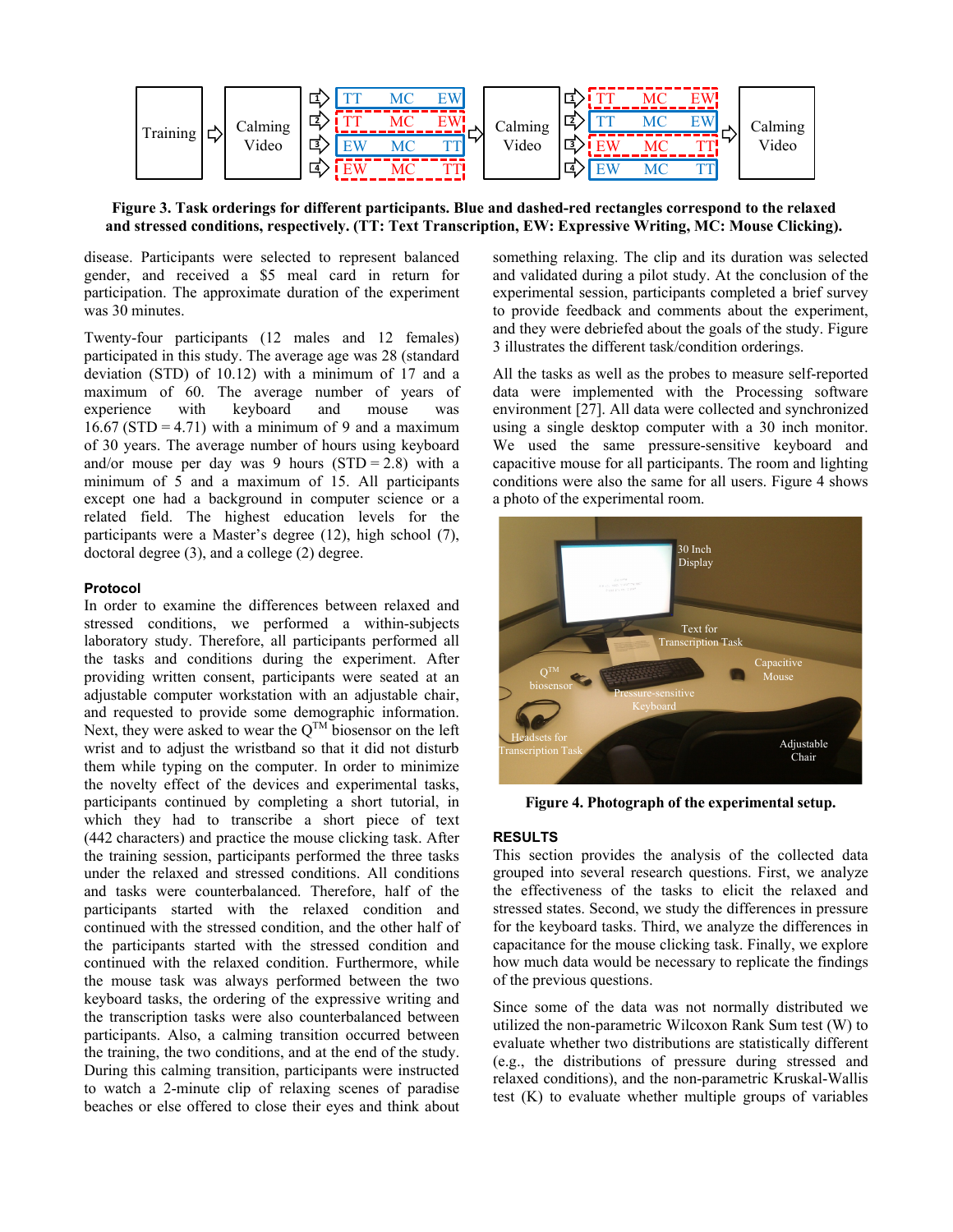**Figure 3. Task orderings for different participants. Blue and dashed-red rectangles correspond to the relaxed and stressed conditions, respectively. (TT: Text Transcription, EW: Expressive Writing, MC: Mouse Clicking).**

disease. Participants were selected to represent balanced gender, and received a $5 meal card in return for participation. The approximate duration of the experiment was 30 minutes.

Twenty-four participants (12 males and 12 females) participated in this study. The average age was 28 (standard deviation (STD) of 10.12) with a minimum of 17 and a maximum of 60. The average number of years of experience with keyboard and mouse was 16.67 (STD = 4.71) with a minimum of 9 and a maximum of 30 years. The average number of hours using keyboard and/or mouse per day was 9 hours (STD = 2.8) with a minimum of 5 and a maximum of 15. All participants except one had a background in computer science or a related field. The highest education levels for the participants were a Master's degree (12), high school (7), doctoral degree (3), and a college (2) degree.

### Protocol

In order to examine the differences between relaxed and stressed conditions, we performed a within-subjects laboratory study. Therefore, all participants performed all the tasks and conditions during the experiment. After providing written consent, participants were seated at an adjustable computer workstation with an adjustable chair, and requested to provide some demographic information. Next, they were asked to wear the Q™ biosensor on the left wrist and to adjust the wristband so that it did not disturb them while typing on the computer. In order to minimize the novelty effect of the devices and experimental tasks, participants continued by completing a short tutorial, in which they had to transcribe a short piece of text (442 characters) and practice the mouse clicking task. After the training session, participants performed the three tasks under the relaxed and stressed conditions. All conditions and tasks were counterbalanced. Therefore, half of the participants started with the relaxed condition and continued with the stressed condition, and the other half of the participants started with the stressed condition and continued with the relaxed condition. Furthermore, while the mouse task was always performed between the two keyboard tasks, the ordering of the expressive writing and the transcription tasks were also counterbalanced between participants. Also, a calming transition occurred between the training, the two conditions, and at the end of the study. During this calming transition, participants were instructed to watch a 2-minute clip of relaxing scenes of paradise beaches or else offered to close their eyes and think about something relaxing. The clip and its duration was selected and validated during a pilot study. At the conclusion of the experimental session, participants completed a brief survey to provide feedback and comments about the experiment, and they were debriefed about the goals of the study. Figure 3 illustrates the different task/condition orderings.

All the tasks as well as the probes to measure self-reported data were implemented with the Processing software environment [27]. All data were collected and synchronized using a single desktop computer with a 30 inch monitor. We used the same pressure-sensitive keyboard and capacitive mouse for all participants. The room and lighting conditions were also the same for all users. Figure 4 shows a photo of the experimental room.

**Figure 4. Photograph of the experimental setup.**

## RESULTS

This section provides the analysis of the collected data grouped into several research questions. First, we analyze the effectiveness of the tasks to elicit the relaxed and stressed states. Second, we study the differences in pressure for the keyboard tasks. Third, we analyze the differences in capacitance for the mouse clicking task. Finally, we explore how much data would be necessary to replicate the findings of the previous questions.

Since some of the data was not normally distributed we utilized the non-parametric Wilcoxon Rank Sum test (W) to evaluate whether two distributions are statistically different (e.g., the distributions of pressure during stressed and relaxed conditions), and the non-parametric Kruskal-Wallis test (K) to evaluate whether multiple groups of variables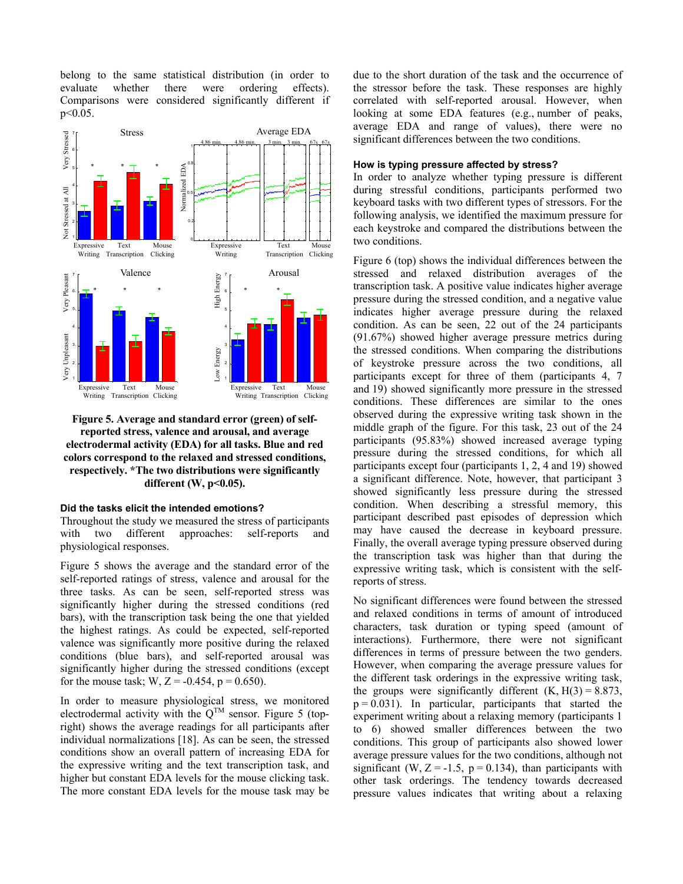belong to the same statistical distribution (in order to evaluate whether there were ordering effects). Comparisons were considered significantly different if p<0.05.

**Figure 5. Average and standard error (green) of self-reported stress, valence and arousal, and average electrodermal activity (EDA) for all tasks. Blue and red colors correspond to the relaxed and stressed conditions, respectively. *The two distributions were significantly different (W, p<0.05).**

### Did the tasks elicit the intended emotions?

Throughout the study we measured the stress of participants with two different approaches: self-reports and physiological responses.

Figure 5 shows the average and the standard error of the self-reported ratings of stress, valence and arousal for the three tasks. As can be seen, self-reported stress was significantly higher during the stressed conditions (red bars), with the transcription task being the one that yielded the highest ratings. As could be expected, self-reported valence was significantly more positive during the relaxed conditions (blue bars), and self-reported arousal was significantly higher during the stressed conditions (except for the mouse task; W, Z = -0.454, p = 0.650).

In order to measure physiological stress, we monitored electrodermal activity with the Q™ sensor. Figure 5 (top-right) shows the average readings for all participants after individual normalizations [18]. As can be seen, the stressed conditions show an overall pattern of increasing EDA for the expressive writing and the text transcription task, and higher but constant EDA levels for the mouse clicking task. The more constant EDA levels for the mouse task may be due to the short duration of the task and the occurrence of the stressor before the task. These responses are highly correlated with self-reported arousal. However, when looking at some EDA features (e.g., number of peaks, average EDA and range of values), there were no significant differences between the two conditions.

### How is typing pressure affected by stress?

In order to analyze whether typing pressure is different during stressful conditions, participants performed two keyboard tasks with two different types of stressors. For the following analysis, we identified the maximum pressure for each keystroke and compared the distributions between the two conditions.

Figure 6 (top) shows the individual differences between the stressed and relaxed distribution averages of the transcription task. A positive value indicates higher average pressure during the stressed condition, and a negative value indicates higher average pressure during the relaxed condition. As can be seen, 22 out of the 24 participants (91.67%) showed higher average pressure metrics during the stressed conditions. When comparing the distributions of keystroke pressure across the two conditions, all participants except for three of them (participants 4, 7 and 19) showed significantly more pressure in the stressed conditions. These differences are similar to the ones observed during the expressive writing task shown in the middle graph of the figure. For this task, 23 out of the 24 participants (95.83%) showed increased average typing pressure during the stressed conditions, for which all participants except four (participants 1, 2, 4 and 19) showed a significant difference. Note, however, that participant 3 showed significantly less pressure during the stressed condition. When describing a stressful memory, this participant described past episodes of depression which may have caused the decrease in keyboard pressure. Finally, the overall average typing pressure observed during the transcription task was higher than that during the expressive writing task, which is consistent with the self-reports of stress.

No significant differences were found between the stressed and relaxed conditions in terms of amount of introduced characters, task duration or typing speed (amount of interactions). Furthermore, there were not significant differences in terms of pressure between the two genders. However, when comparing the average pressure values for the different task orderings in the expressive writing task, the groups were significantly different (K, H(3) = 8.873, p = 0.031). In particular, participants that started the experiment writing about a relaxing memory (participants 1 to 6) showed smaller differences between the two conditions. This group of participants also showed lower average pressure values for the two conditions, although not significant (W, Z = -1.5, p = 0.134), than participants with other task orderings. The tendency towards decreased pressure values indicates that writing about a relaxing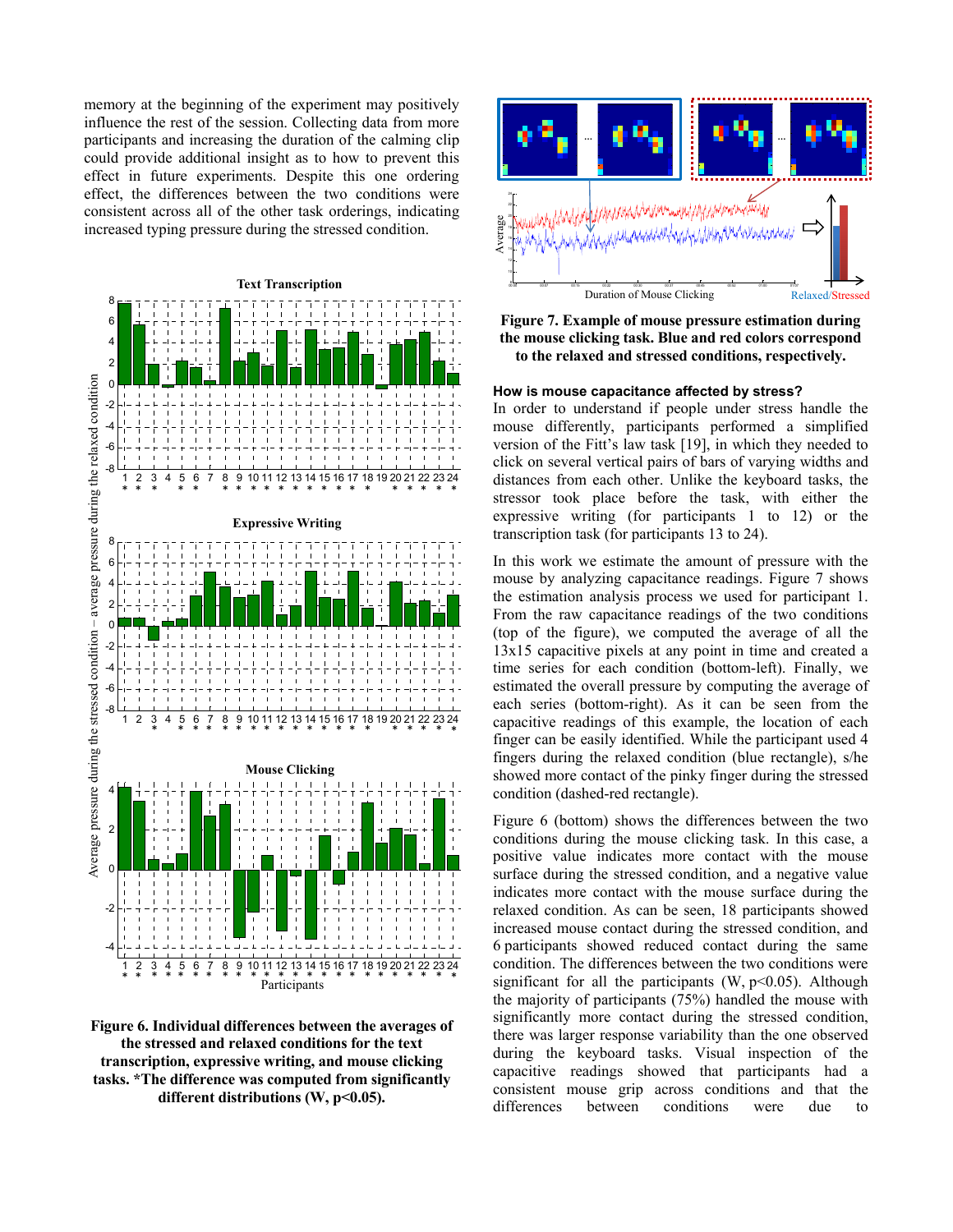memory at the beginning of the experiment may positively influence the rest of the session. Collecting data from more participants and increasing the duration of the calming clip could provide additional insight as to how to prevent this effect in future experiments. Despite this one ordering effect, the differences between the two conditions were consistent across all of the other task orderings, indicating increased typing pressure during the stressed condition.

**Figure 6. Individual differences between the averages of the stressed and relaxed conditions for the text transcription, expressive writing, and mouse clicking tasks. *The difference was computed from significantly different distributions (W, p<0.05).**

**Figure 7. Example of mouse pressure estimation during the mouse clicking task. Blue and red colors correspond to the relaxed and stressed conditions, respectively.**

**How is mouse capacitance affected by stress?**

In order to understand if people under stress handle the mouse differently, participants performed a simplified version of the Fitt's law task [19], in which they needed to click on several vertical pairs of bars of varying widths and distances from each other. Unlike the keyboard tasks, the stressor took place before the task, with either the expressive writing (for participants 1 to 12) or the transcription task (for participants 13 to 24).

In this work we estimate the amount of pressure with the mouse by analyzing capacitance readings. Figure 7 shows the estimation analysis process we used for participant 1. From the raw capacitance readings of the two conditions (top of the figure), we computed the average of all the 13x15 capacitive pixels at any point in time and created a time series for each condition (bottom-left). Finally, we estimated the overall pressure by computing the average of each series (bottom-right). As it can be seen from the capacitive readings of this example, the location of each finger can be easily identified. While the participant used 4 fingers during the relaxed condition (blue rectangle), s/he showed more contact of the pinky finger during the stressed condition (dashed-red rectangle).

Figure 6 (bottom) shows the differences between the two conditions during the mouse clicking task. In this case, a positive value indicates more contact with the mouse surface during the stressed condition, and a negative value indicates more contact with the mouse surface during the relaxed condition. As can be seen, 18 participants showed increased mouse contact during the stressed condition, and 6 participants showed reduced contact during the same condition. The differences between the two conditions were significant for all the participants (W, p<0.05). Although the majority of participants (75%) handled the mouse with significantly more contact during the stressed condition, there was larger response variability than the one observed during the keyboard tasks. Visual inspection of the capacitive readings showed that participants had a consistent mouse grip across conditions and that the differences between conditions were due to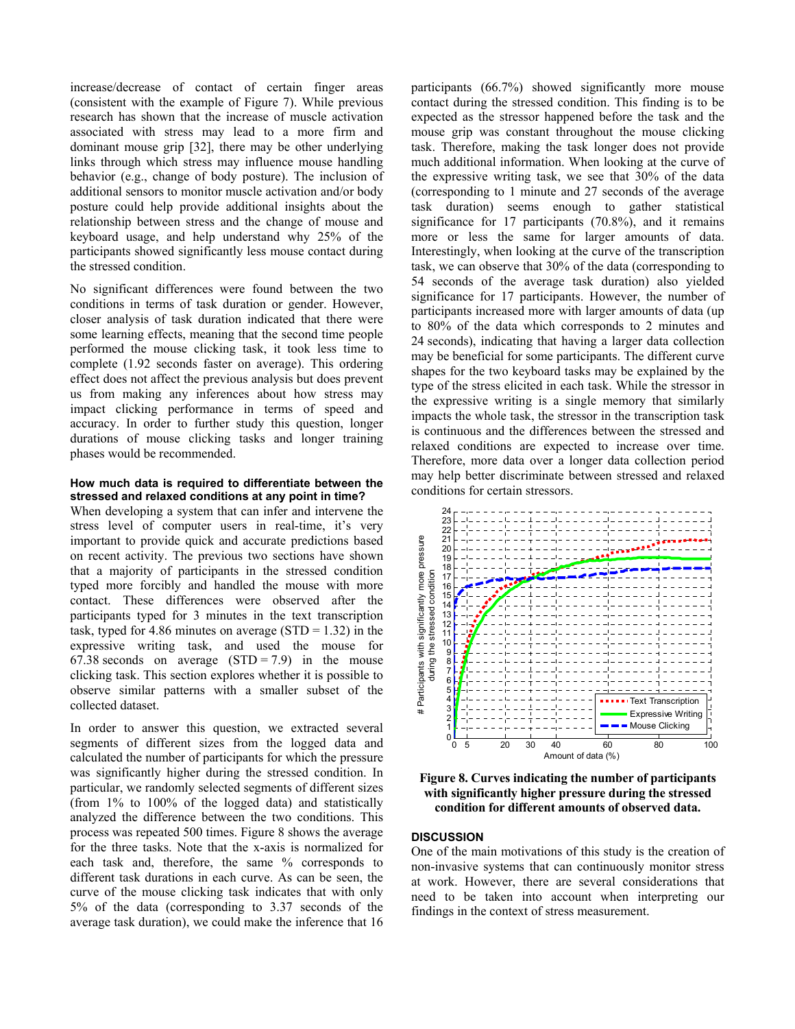increase/decrease of contact of certain finger areas (consistent with the example of Figure 7). While previous research has shown that the increase of muscle activation associated with stress may lead to a more firm and dominant mouse grip [32], there may be other underlying links through which stress may influence mouse handling behavior (e.g., change of body posture). The inclusion of additional sensors to monitor muscle activation and/or body posture could help provide additional insights about the relationship between stress and the change of mouse and keyboard usage, and help understand why 25% of the participants showed significantly less mouse contact during the stressed condition.

No significant differences were found between the two conditions in terms of task duration or gender. However, closer analysis of task duration indicated that there were some learning effects, meaning that the second time people performed the mouse clicking task, it took less time to complete (1.92 seconds faster on average). This ordering effect does not affect the previous analysis but does prevent us from making any inferences about how stress may impact clicking performance in terms of speed and accuracy. In order to further study this question, longer durations of mouse clicking tasks and longer training phases would be recommended.

#### How much data is required to differentiate between the stressed and relaxed conditions at any point in time?

When developing a system that can infer and intervene the stress level of computer users in real-time, it's very important to provide quick and accurate predictions based on recent activity. The previous two sections have shown that a majority of participants in the stressed condition typed more forcibly and handled the mouse with more contact. These differences were observed after the participants typed for 3 minutes in the text transcription task, typed for 4.86 minutes on average (STD = 1.32) in the expressive writing task, and used the mouse for 67.38 seconds on average (STD = 7.9) in the mouse clicking task. This section explores whether it is possible to observe similar patterns with a smaller subset of the collected dataset.

In order to answer this question, we extracted several segments of different sizes from the logged data and calculated the number of participants for which the pressure was significantly higher during the stressed condition. In particular, we randomly selected segments of different sizes (from 1% to 100% of the logged data) and statistically analyzed the difference between the two conditions. This process was repeated 500 times. Figure 8 shows the average for the three tasks. Note that the x-axis is normalized for each task and, therefore, the same % corresponds to different task durations in each curve. As can be seen, the curve of the mouse clicking task indicates that with only 5% of the data (corresponding to 3.37 seconds of the average task duration), we could make the inference that 16 participants (66.7%) showed significantly more mouse contact during the stressed condition. This finding is to be expected as the stressor happened before the task and the mouse grip was constant throughout the mouse clicking task. Therefore, making the task longer does not provide much additional information. When looking at the curve of the expressive writing task, we see that 30% of the data (corresponding to 1 minute and 27 seconds of the average task duration) seems enough to gather statistical significance for 17 participants (70.8%), and it remains more or less the same for larger amounts of data. Interestingly, when looking at the curve of the transcription task, we can observe that 30% of the data (corresponding to 54 seconds of the average task duration) also yielded significance for 17 participants. However, the number of participants increased more with larger amounts of data (up to 80% of the data which corresponds to 2 minutes and 24 seconds), indicating that having a larger data collection may be beneficial for some participants. The different curve shapes for the two keyboard tasks may be explained by the type of the stress elicited in each task. While the stressor in the expressive writing is a single memory that similarly impacts the whole task, the stressor in the transcription task is continuous and the differences between the stressed and relaxed conditions are expected to increase over time. Therefore, more data over a longer data collection period may help better discriminate between stressed and relaxed conditions for certain stressors.

**Figure 8. Curves indicating the number of participants with significantly higher pressure during the stressed condition for different amounts of observed data.**

## DISCUSSION

One of the main motivations of this study is the creation of non-invasive systems that can continuously monitor stress at work. However, there are several considerations that need to be taken into account when interpreting our findings in the context of stress measurement.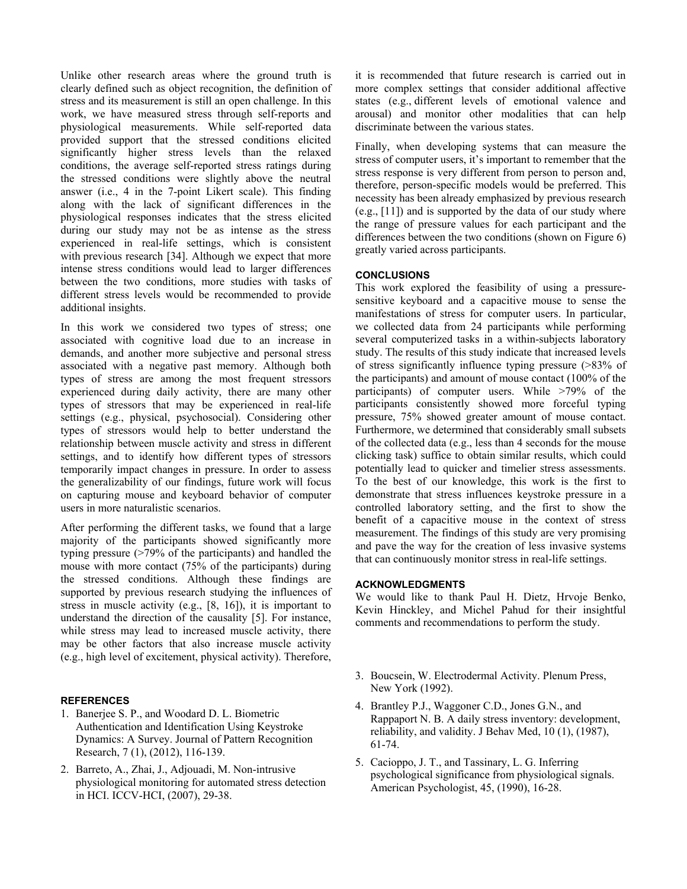Unlike other research areas where the ground truth is clearly defined such as object recognition, the definition of stress and its measurement is still an open challenge. In this work, we have measured stress through self-reports and physiological measurements. While self-reported data provided support that the stressed conditions elicited significantly higher stress levels than the relaxed conditions, the average self-reported stress ratings during the stressed conditions were slightly above the neutral answer (i.e., 4 in the 7-point Likert scale). This finding along with the lack of significant differences in the physiological responses indicates that the stress elicited during our study may not be as intense as the stress experienced in real-life settings, which is consistent with previous research [34]. Although we expect that more intense stress conditions would lead to larger differences between the two conditions, more studies with tasks of different stress levels would be recommended to provide additional insights.

In this work we considered two types of stress; one associated with cognitive load due to an increase in demands, and another more subjective and personal stress associated with a negative past memory. Although both types of stress are among the most frequent stressors experienced during daily activity, there are many other types of stressors that may be experienced in real-life settings (e.g., physical, psychosocial). Considering other types of stressors would help to better understand the relationship between muscle activity and stress in different settings, and to identify how different types of stressors temporarily impact changes in pressure. In order to assess the generalizability of our findings, future work will focus on capturing mouse and keyboard behavior of computer users in more naturalistic scenarios.

After performing the different tasks, we found that a large majority of the participants showed significantly more typing pressure (>79% of the participants) and handled the mouse with more contact (75% of the participants) during the stressed conditions. Although these findings are supported by previous research studying the influences of stress in muscle activity (e.g., [8, 16]), it is important to understand the direction of the causality [5]. For instance, while stress may lead to increased muscle activity, there may be other factors that also increase muscle activity (e.g., high level of excitement, physical activity). Therefore, it is recommended that future research is carried out in more complex settings that consider additional affective states (e.g., different levels of emotional valence and arousal) and monitor other modalities that can help discriminate between the various states.

Finally, when developing systems that can measure the stress of computer users, it's important to remember that the stress response is very different from person to person and, therefore, person-specific models would be preferred. This necessity has been already emphasized by previous research (e.g., [11]) and is supported by the data of our study where the range of pressure values for each participant and the differences between the two conditions (shown on Figure 6) greatly varied across participants.

## CONCLUSIONS

This work explored the feasibility of using a pressure-sensitive keyboard and a capacitive mouse to sense the manifestations of stress for computer users. In particular, we collected data from 24 participants while performing several computerized tasks in a within-subjects laboratory study. The results of this study indicate that increased levels of stress significantly influence typing pressure (>83% of the participants) and amount of mouse contact (100% of the participants) of computer users. While >79% of the participants consistently showed more forceful typing pressure, 75% showed greater amount of mouse contact. Furthermore, we determined that considerably small subsets of the collected data (e.g., less than 4 seconds for the mouse clicking task) suffice to obtain similar results, which could potentially lead to quicker and timelier stress assessments. To the best of our knowledge, this work is the first to demonstrate that stress influences keystroke pressure in a controlled laboratory setting, and the first to show the benefit of a capacitive mouse in the context of stress measurement. The findings of this study are very promising and pave the way for the creation of less invasive systems that can continuously monitor stress in real-life settings.

## ACKNOWLEDGMENTS

We would like to thank Paul H. Dietz, Hrvoje Benko, Kevin Hinckley, and Michel Pahud for their insightful comments and recommendations to perform the study.

## REFERENCES

1. Banerjee S. P., and Woodard D. L. Biometric Authentication and Identification Using Keystroke Dynamics: A Survey. Journal of Pattern Recognition Research, 7 (1), (2012), 116-139.
2. Barreto, A., Zhai, J., Adjouadi, M. Non-intrusive physiological monitoring for automated stress detection in HCI. ICCV-HCI, (2007), 29-38.
3. Boucsein, W. Electrodermal Activity. Plenum Press, New York (1992).
4. Brantley P.J., Waggoner C.D., Jones G.N., and Rappaport N. B. A daily stress inventory: development, reliability, and validity. J Behav Med, 10 (1), (1987), 61-74.
5. Cacioppo, J. T., and Tassinary, L. G. Inferring psychological significance from physiological signals. American Psychologist, 45, (1990), 16-28.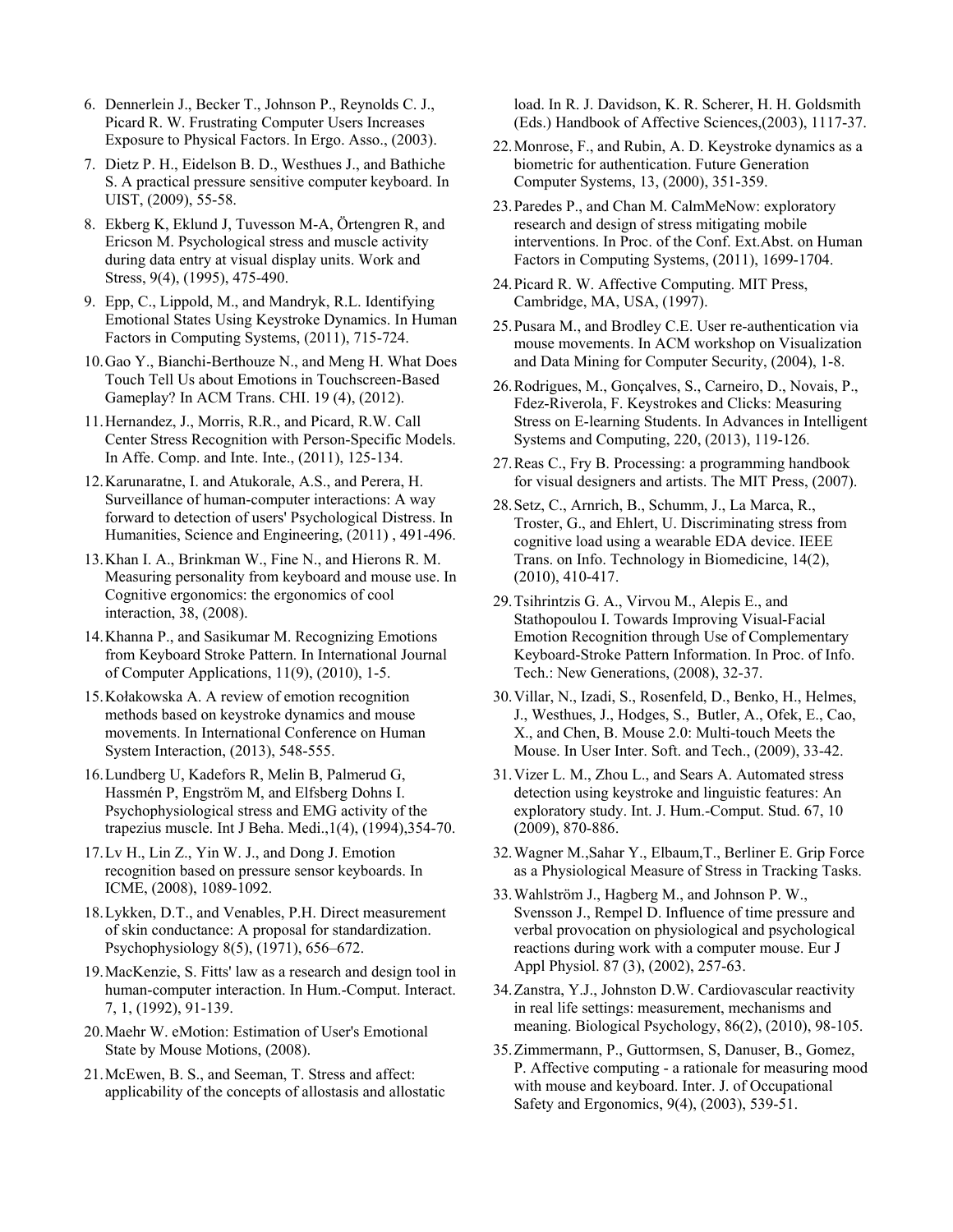6. Dennerlein J., Becker T., Johnson P., Reynolds C. J., Picard R. W. Frustrating Computer Users Increases Exposure to Physical Factors. In Ergo. Asso., (2003).
7. Dietz P. H., Eidelson B. D., Westhues J., and Bathiche S. A practical pressure sensitive computer keyboard. In UIST, (2009), 55-58.
8. Ekberg K, Eklund J, Tuvesson M-A, Örtengren R, and Ericson M. Psychological stress and muscle activity during data entry at visual display units. Work and Stress, 9(4), (1995), 475-490.
9. Epp, C., Lippold, M., and Mandryk, R.L. Identifying Emotional States Using Keystroke Dynamics. In Human Factors in Computing Systems, (2011), 715-724.
10. Gao Y., Bianchi-Berthouze N., and Meng H. What Does Touch Tell Us about Emotions in Touchscreen-Based Gameplay? In ACM Trans. CHI. 19 (4), (2012).
11. Hernandez, J., Morris, R.R., and Picard, R.W. Call Center Stress Recognition with Person-Specific Models. In Affe. Comp. and Inte. Inte., (2011), 125-134.
12. Karunaratne, I. and Atukorale, A.S., and Perera, H. Surveillance of human-computer interactions: A way forward to detection of users' Psychological Distress. In Humanities, Science and Engineering, (2011) , 491-496.
13. Khan I. A., Brinkman W., Fine N., and Hierons R. M. Measuring personality from keyboard and mouse use. In Cognitive ergonomics: the ergonomics of cool interaction, 38, (2008).
14. Khanna P., and Sasikumar M. Recognizing Emotions from Keyboard Stroke Pattern. In International Journal of Computer Applications, 11(9), (2010), 1-5.
15. Kołakowska A. A review of emotion recognition methods based on keystroke dynamics and mouse movements. In International Conference on Human System Interaction, (2013), 548-555.
16. Lundberg U, Kadefors R, Melin B, Palmerud G, Hassmén P, Engström M, and Elfsberg Dohns I. Psychophysiological stress and EMG activity of the trapezius muscle. Int J Beha. Medi.,1(4), (1994),354-70.
17. Lv H., Lin Z., Yin W. J., and Dong J. Emotion recognition based on pressure sensor keyboards. In ICME, (2008), 1089-1092.
18. Lykken, D.T., and Venables, P.H. Direct measurement of skin conductance: A proposal for standardization. Psychophysiology 8(5), (1971), 656–672.
19. MacKenzie, S. Fitts' law as a research and design tool in human-computer interaction. In Hum.-Comput. Interact. 7, 1, (1992), 91-139.
20. Maehr W. eMotion: Estimation of User's Emotional State by Mouse Motions, (2008).
21. McEwen, B. S., and Seeman, T. Stress and affect: applicability of the concepts of allostasis and allostatic load. In R. J. Davidson, K. R. Scherer, H. H. Goldsmith (Eds.) Handbook of Affective Sciences,(2003), 1117-37.
22. Monrose, F., and Rubin, A. D. Keystroke dynamics as a biometric for authentication. Future Generation Computer Systems, 13, (2000), 351-359.
23. Paredes P., and Chan M. CalmMeNow: exploratory research and design of stress mitigating mobile interventions. In Proc. of the Conf. Ext.Abst. on Human Factors in Computing Systems, (2011), 1699-1704.
24. Picard R. W. Affective Computing. MIT Press, Cambridge, MA, USA, (1997).
25. Pusara M., and Brodley C.E. User re-authentication via mouse movements. In ACM workshop on Visualization and Data Mining for Computer Security, (2004), 1-8.
26. Rodrigues, M., Gonçalves, S., Carneiro, D., Novais, P., Fdez-Riverola, F. Keystrokes and Clicks: Measuring Stress on E-learning Students. In Advances in Intelligent Systems and Computing, 220, (2013), 119-126.
27. Reas C., Fry B. Processing: a programming handbook for visual designers and artists. The MIT Press, (2007).
28. Setz, C., Arnrich, B., Schumm, J., La Marca, R., Troster, G., and Ehlert, U. Discriminating stress from cognitive load using a wearable EDA device. IEEE Trans. on Info. Technology in Biomedicine, 14(2), (2010), 410-417.
29. Tsihrintzis G. A., Virvou M., Alepis E., and Stathopoulou I. Towards Improving Visual-Facial Emotion Recognition through Use of Complementary Keyboard-Stroke Pattern Information. In Proc. of Info. Tech.: New Generations, (2008), 32-37.
30. Villar, N., Izadi, S., Rosenfeld, D., Benko, H., Helmes, J., Westhues, J., Hodges, S., Butler, A., Ofek, E., Cao, X., and Chen, B. Mouse 2.0: Multi-touch Meets the Mouse. In User Inter. Soft. and Tech., (2009), 33-42.
31. Vizer L. M., Zhou L., and Sears A. Automated stress detection using keystroke and linguistic features: An exploratory study. Int. J. Hum.-Comput. Stud. 67, 10 (2009), 870-886.
32. Wagner M.,Sahar Y., Elbaum,T., Berliner E. Grip Force as a Physiological Measure of Stress in Tracking Tasks.
33. Wahlström J., Hagberg M., and Johnson P. W., Svensson J., Rempel D. Influence of time pressure and verbal provocation on physiological and psychological reactions during work with a computer mouse. Eur J Appl Physiol. 87 (3), (2002), 257-63.
34. Zanstra, Y.J., Johnston D.W. Cardiovascular reactivity in real life settings: measurement, mechanisms and meaning. Biological Psychology, 86(2), (2010), 98-105.
35. Zimmermann, P., Guttormsen, S, Danuser, B., Gomez, P. Affective computing - a rationale for measuring mood with mouse and keyboard. Inter. J. of Occupational Safety and Ergonomics, 9(4), (2003), 539-51.